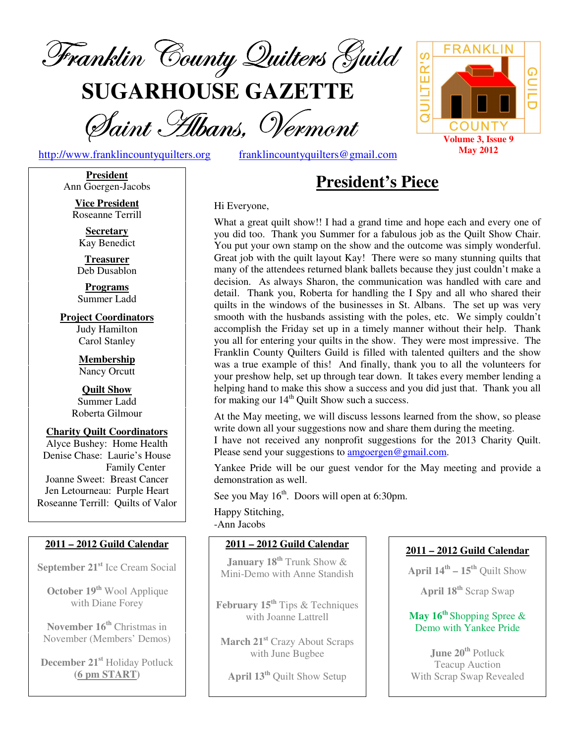# Franklin County Quilters Guild

# SUGARHOUSE GAZETTE

## Saint Albans, Vermont

http://www.franklincountyquilters.org franklincountyquilters@gmail.com

Volume 3, Issue 9
May 2012

**President**
Ann Goergen-Jacobs

**Vice President**
Roseanne Terrill

**Secretary**
Kay Benedict

**Treasurer**
Deb Dusablon

**Programs**
Summer Ladd

**Project Coordinators**
Judy Hamilton
Carol Stanley

**Membership**
Nancy Orcutt

**Quilt Show**
Summer Ladd
Roberta Gilmour

**Charity Quilt Coordinators**
Alyce Bushey: Home Health
Denise Chase: Laurie's House Family Center
Joanne Sweet: Breast Cancer
Jen Letourneau: Purple Heart
Roseanne Terrill: Quilts of Valor

## President's Piece

Hi Everyone,

What a great quilt show!! I had a grand time and hope each and every one of you did too. Thank you Summer for a fabulous job as the Quilt Show Chair. You put your own stamp on the show and the outcome was simply wonderful. Great job with the quilt layout Kay! There were so many stunning quilts that many of the attendees returned blank ballets because they just couldn't make a decision. As always Sharon, the communication was handled with care and detail. Thank you, Roberta for handling the I Spy and all who shared their quilts in the windows of the businesses in St. Albans. The set up was very smooth with the husbands assisting with the poles, etc. We simply couldn't accomplish the Friday set up in a timely manner without their help. Thank you all for entering your quilts in the show. They were most impressive. The Franklin County Quilters Guild is filled with talented quilters and the show was a true example of this! And finally, thank you to all the volunteers for your preshow help, set up through tear down. It takes every member lending a helping hand to make this show a success and you did just that. Thank you all for making our 14th Quilt Show such a success.

At the May meeting, we will discuss lessons learned from the show, so please write down all your suggestions now and share them during the meeting.
I have not received any nonprofit suggestions for the 2013 Charity Quilt. Please send your suggestions to amgoergen@gmail.com.

Yankee Pride will be our guest vendor for the May meeting and provide a demonstration as well.

See you May 16th. Doors will open at 6:30pm.

Happy Stitching,
-Ann Jacobs

### 2011 – 2012 Guild Calendar

**September 21st** Ice Cream Social

**October 19th** Wool Applique with Diane Forey

**November 16th** Christmas in November (Members' Demos)

**December 21st** Holiday Potluck (**6 pm START**)

**January 18th** Trunk Show & Mini-Demo with Anne Standish

**February 15th** Tips & Techniques with Joanne Lattrell

**March 21st** Crazy About Scraps with June Bugbee

**April 13th** Quilt Show Setup

**April 14th – 15th** Quilt Show

**April 18th** Scrap Swap

**May 16th** Shopping Spree & Demo with Yankee Pride

**June 20th** Potluck Teacup Auction With Scrap Swap Revealed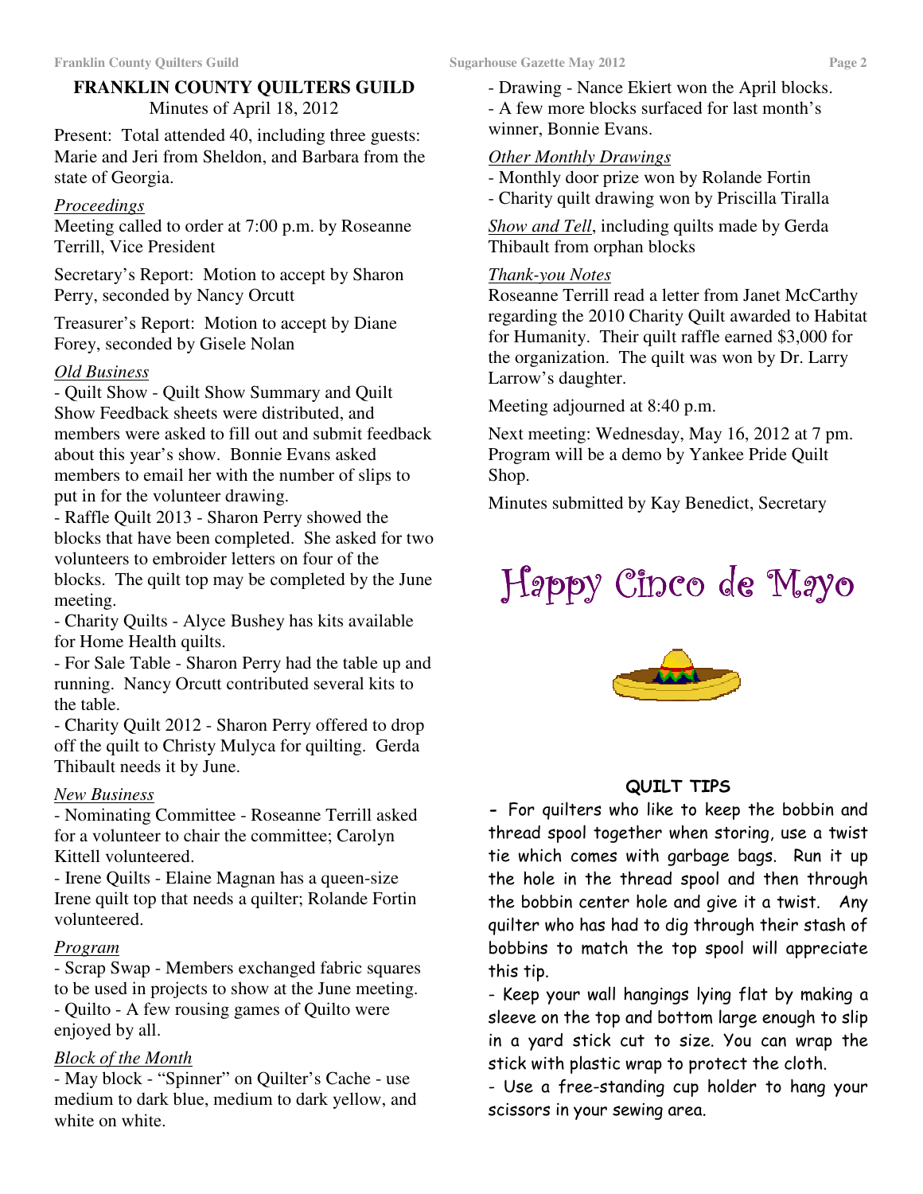## FRANKLIN COUNTY QUILTERS GUILD

Minutes of April 18, 2012

Present: Total attended 40, including three guests: Marie and Jeri from Sheldon, and Barbara from the state of Georgia.

*Proceedings*

Meeting called to order at 7:00 p.m. by Roseanne Terrill, Vice President

Secretary's Report: Motion to accept by Sharon Perry, seconded by Nancy Orcutt

Treasurer's Report: Motion to accept by Diane Forey, seconded by Gisele Nolan

*Old Business*

- Quilt Show - Quilt Show Summary and Quilt Show Feedback sheets were distributed, and members were asked to fill out and submit feedback about this year's show. Bonnie Evans asked members to email her with the number of slips to put in for the volunteer drawing.
- Raffle Quilt 2013 - Sharon Perry showed the blocks that have been completed. She asked for two volunteers to embroider letters on four of the blocks. The quilt top may be completed by the June meeting.
- Charity Quilts - Alyce Bushey has kits available for Home Health quilts.
- For Sale Table - Sharon Perry had the table up and running. Nancy Orcutt contributed several kits to the table.
- Charity Quilt 2012 - Sharon Perry offered to drop off the quilt to Christy Mulyca for quilting. Gerda Thibault needs it by June.

*New Business*

- Nominating Committee - Roseanne Terrill asked for a volunteer to chair the committee; Carolyn Kittell volunteered.
- Irene Quilts - Elaine Magnan has a queen-size Irene quilt top that needs a quilter; Rolande Fortin volunteered.

*Program*

- Scrap Swap - Members exchanged fabric squares to be used in projects to show at the June meeting.
- Quilto - A few rousing games of Quilto were enjoyed by all.

*Block of the Month*

- May block - "Spinner" on Quilter's Cache - use medium to dark blue, medium to dark yellow, and white on white.
- Drawing - Nance Ekiert won the April blocks.
- A few more blocks surfaced for last month's winner, Bonnie Evans.

*Other Monthly Drawings*

- Monthly door prize won by Rolande Fortin
- Charity quilt drawing won by Priscilla Tiralla

*Show and Tell*, including quilts made by Gerda Thibault from orphan blocks

*Thank-you Notes*

Roseanne Terrill read a letter from Janet McCarthy regarding the 2010 Charity Quilt awarded to Habitat for Humanity. Their quilt raffle earned $3,000 for the organization. The quilt was won by Dr. Larry Larrow's daughter.

Meeting adjourned at 8:40 p.m.

Next meeting: Wednesday, May 16, 2012 at 7 pm. Program will be a demo by Yankee Pride Quilt Shop.

Minutes submitted by Kay Benedict, Secretary

# Happy Cinco de Mayo

### QUILT TIPS

- For quilters who like to keep the bobbin and thread spool together when storing, use a twist tie which comes with garbage bags. Run it up the hole in the thread spool and then through the bobbin center hole and give it a twist. Any quilter who has had to dig through their stash of bobbins to match the top spool will appreciate this tip.
- Keep your wall hangings lying flat by making a sleeve on the top and bottom large enough to slip in a yard stick cut to size. You can wrap the stick with plastic wrap to protect the cloth.
- Use a free-standing cup holder to hang your scissors in your sewing area.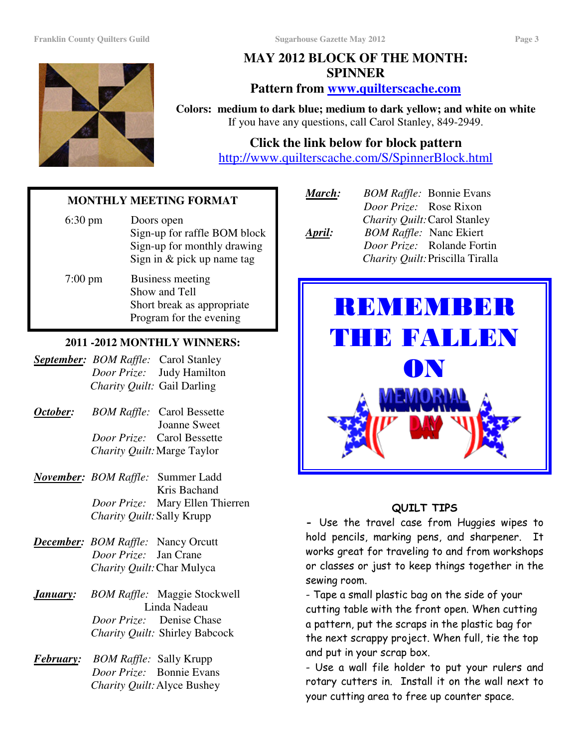# MAY 2012 BLOCK OF THE MONTH: SPINNER

**Pattern from [www.quilterscache.com](http://www.quilterscache.com)**

**Colors: medium to dark blue; medium to dark yellow; and white on white**
If you have any questions, call Carol Stanley, 849-2949.

**Click the link below for block pattern**
[http://www.quilterscache.com/S/SpinnerBlock.html](http://www.quilterscache.com/S/SpinnerBlock.html)

## MONTHLY MEETING FORMAT

| | |
|---|---|
| 6:30 pm | Doors open<br>Sign-up for raffle BOM block<br>Sign-up for monthly drawing<br>Sign in & pick up name tag |
| 7:00 pm | Business meeting<br>Show and Tell<br>Short break as appropriate<br>Program for the evening |

## 2011 -2012 MONTHLY WINNERS:

***September:*** *BOM Raffle:* Carol Stanley
*Door Prize:* Judy Hamilton
*Charity Quilt:* Gail Darling

***October:*** *BOM Raffle:* Carol Bessette, Joanne Sweet
*Door Prize:* Carol Bessette
*Charity Quilt:* Marge Taylor

***November:*** *BOM Raffle:* Summer Ladd, Kris Bachand
*Door Prize:* Mary Ellen Thierren
*Charity Quilt:* Sally Krupp

***December:*** *BOM Raffle:* Nancy Orcutt
*Door Prize:* Jan Crane
*Charity Quilt:* Char Mulyca

***January:*** *BOM Raffle:* Maggie Stockwell, Linda Nadeau
*Door Prize:* Denise Chase
*Charity Quilt:* Shirley Babcock

***February:*** *BOM Raffle:* Sally Krupp
*Door Prize:* Bonnie Evans
*Charity Quilt:* Alyce Bushey

***March:*** *BOM Raffle:* Bonnie Evans
*Door Prize:* Rose Rixon
*Charity Quilt:* Carol Stanley

***April:*** *BOM Raffle:* Nanc Ekiert
*Door Prize:* Rolande Fortin
*Charity Quilt:* Priscilla Tiralla

**REMEMBER THE FALLEN ON MEMORIAL DAY**

## QUILT TIPS

- Use the travel case from Huggies wipes to hold pencils, marking pens, and sharpener. It works great for traveling to and from workshops or classes or just to keep things together in the sewing room.
- Tape a small plastic bag on the side of your cutting table with the front open. When cutting a pattern, put the scraps in the plastic bag for the next scrappy project. When full, tie the top and put in your scrap box.
- Use a wall file holder to put your rulers and rotary cutters in. Install it on the wall next to your cutting area to free up counter space.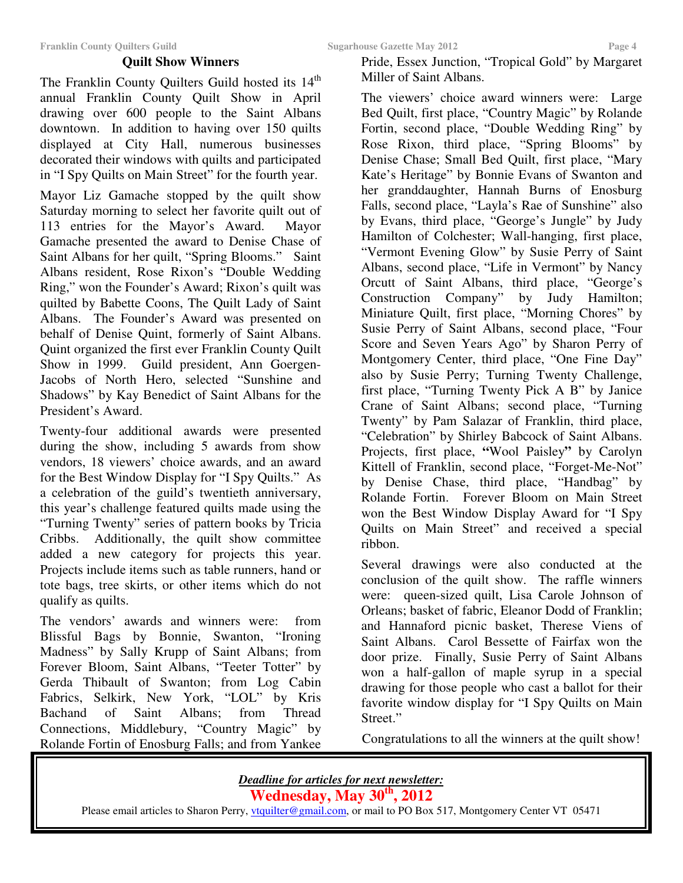## Quilt Show Winners

The Franklin County Quilters Guild hosted its 14th annual Franklin County Quilt Show in April drawing over 600 people to the Saint Albans downtown. In addition to having over 150 quilts displayed at City Hall, numerous businesses decorated their windows with quilts and participated in "I Spy Quilts on Main Street" for the fourth year.

Mayor Liz Gamache stopped by the quilt show Saturday morning to select her favorite quilt out of 113 entries for the Mayor's Award. Mayor Gamache presented the award to Denise Chase of Saint Albans for her quilt, "Spring Blooms." Saint Albans resident, Rose Rixon's "Double Wedding Ring," won the Founder's Award; Rixon's quilt was quilted by Babette Coons, The Quilt Lady of Saint Albans. The Founder's Award was presented on behalf of Denise Quint, formerly of Saint Albans. Quint organized the first ever Franklin County Quilt Show in 1999. Guild president, Ann Goergen-Jacobs of North Hero, selected "Sunshine and Shadows" by Kay Benedict of Saint Albans for the President's Award.

Twenty-four additional awards were presented during the show, including 5 awards from show vendors, 18 viewers' choice awards, and an award for the Best Window Display for "I Spy Quilts." As a celebration of the guild's twentieth anniversary, this year's challenge featured quilts made using the "Turning Twenty" series of pattern books by Tricia Cribbs. Additionally, the quilt show committee added a new category for projects this year. Projects include items such as table runners, hand or tote bags, tree skirts, or other items which do not qualify as quilts.

The vendors' awards and winners were: from Blissful Bags by Bonnie, Swanton, "Ironing Madness" by Sally Krupp of Saint Albans; from Forever Bloom, Saint Albans, "Teeter Totter" by Gerda Thibault of Swanton; from Log Cabin Fabrics, Selkirk, New York, "LOL" by Kris Bachand of Saint Albans; from Thread Connections, Middlebury, "Country Magic" by Rolande Fortin of Enosburg Falls; and from Yankee Pride, Essex Junction, "Tropical Gold" by Margaret Miller of Saint Albans.

The viewers' choice award winners were: Large Bed Quilt, first place, "Country Magic" by Rolande Fortin, second place, "Double Wedding Ring" by Rose Rixon, third place, "Spring Blooms" by Denise Chase; Small Bed Quilt, first place, "Mary Kate's Heritage" by Bonnie Evans of Swanton and her granddaughter, Hannah Burns of Enosburg Falls, second place, "Layla's Rae of Sunshine" also by Evans, third place, "George's Jungle" by Judy Hamilton of Colchester; Wall-hanging, first place, "Vermont Evening Glow" by Susie Perry of Saint Albans, second place, "Life in Vermont" by Nancy Orcutt of Saint Albans, third place, "George's Construction Company" by Judy Hamilton; Miniature Quilt, first place, "Morning Chores" by Susie Perry of Saint Albans, second place, "Four Score and Seven Years Ago" by Sharon Perry of Montgomery Center, third place, "One Fine Day" also by Susie Perry; Turning Twenty Challenge, first place, "Turning Twenty Pick A B" by Janice Crane of Saint Albans; second place, "Turning Twenty" by Pam Salazar of Franklin, third place, "Celebration" by Shirley Babcock of Saint Albans. Projects, first place, **"**Wool Paisley**"** by Carolyn Kittell of Franklin, second place, "Forget-Me-Not" by Denise Chase, third place, "Handbag" by Rolande Fortin. Forever Bloom on Main Street won the Best Window Display Award for "I Spy Quilts on Main Street" and received a special ribbon.

Several drawings were also conducted at the conclusion of the quilt show. The raffle winners were: queen-sized quilt, Lisa Carole Johnson of Orleans; basket of fabric, Eleanor Dodd of Franklin; and Hannaford picnic basket, Therese Viens of Saint Albans. Carol Bessette of Fairfax won the door prize. Finally, Susie Perry of Saint Albans won a half-gallon of maple syrup in a special drawing for those people who cast a ballot for their favorite window display for "I Spy Quilts on Main Street."

Congratulations to all the winners at the quilt show!

***Deadline for articles for next newsletter:***

**Wednesday, May 30th, 2012**

Please email articles to Sharon Perry, vtquilter@gmail.com, or mail to PO Box 517, Montgomery Center VT 05471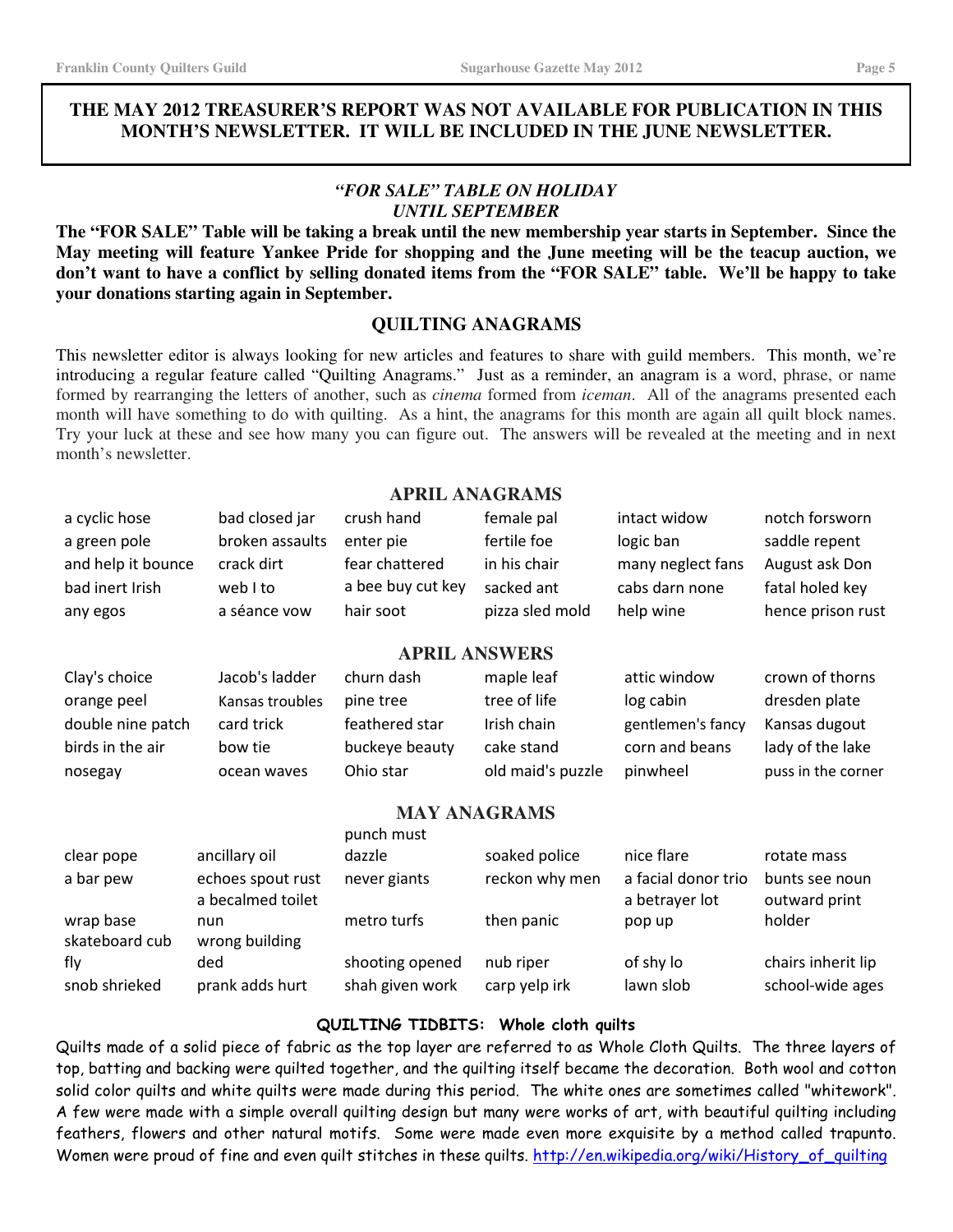**THE MAY 2012 TREASURER'S REPORT WAS NOT AVAILABLE FOR PUBLICATION IN THIS MONTH'S NEWSLETTER. IT WILL BE INCLUDED IN THE JUNE NEWSLETTER.**

### *"FOR SALE" TABLE ON HOLIDAY UNTIL SEPTEMBER*

**The "FOR SALE" Table will be taking a break until the new membership year starts in September. Since the May meeting will feature Yankee Pride for shopping and the June meeting will be the teacup auction, we don't want to have a conflict by selling donated items from the "FOR SALE" table. We'll be happy to take your donations starting again in September.**

## QUILTING ANAGRAMS

This newsletter editor is always looking for new articles and features to share with guild members. This month, we're introducing a regular feature called "Quilting Anagrams." Just as a reminder, an anagram is a word, phrase, or name formed by rearranging the letters of another, such as *cinema* formed from *iceman*. All of the anagrams presented each month will have something to do with quilting. As a hint, the anagrams for this month are again all quilt block names. Try your luck at these and see how many you can figure out. The answers will be revealed at the meeting and in next month's newsletter.

### APRIL ANAGRAMS

| | | | | | |
|---|---|---|---|---|---|
| a cyclic hose | bad closed jar | crush hand | female pal | intact widow | notch forsworn |
| a green pole | broken assaults | enter pie | fertile foe | logic ban | saddle repent |
| and help it bounce | crack dirt | fear chattered | in his chair | many neglect fans | August ask Don |
| bad inert Irish | web I to | a bee buy cut key | sacked ant | cabs darn none | fatal holed key |
| any egos | a séance vow | hair soot | pizza sled mold | help wine | hence prison rust |

### APRIL ANSWERS

| | | | | | |
|---|---|---|---|---|---|
| Clay's choice | Jacob's ladder | churn dash | maple leaf | attic window | crown of thorns |
| orange peel | Kansas troubles | pine tree | tree of life | log cabin | dresden plate |
| double nine patch | card trick | feathered star | Irish chain | gentlemen's fancy | Kansas dugout |
| birds in the air | bow tie | buckeye beauty | cake stand | corn and beans | lady of the lake |
| nosegay | ocean waves | Ohio star | old maid's puzzle | pinwheel | puss in the corner |

### MAY ANAGRAMS

| | | | | | |
|---|---|---|---|---|---|
| clear pope | ancillary oil | punch must dazzle | soaked police | nice flare | rotate mass |
| a bar pew | echoes spout rust | never giants | reckon why men | a facial donor trio | bunts see noun |
| wrap base | a becalmed toilet nun | metro turfs | then panic | a betrayer lot pop up | outward print holder |
| skateboard cub fly | wrong building ded | shooting opened | nub riper | of shy lo | chairs inherit lip |
| snob shrieked | prank adds hurt | shah given work | carp yelp irk | lawn slob | school-wide ages |

### QUILTING TIDBITS: Whole cloth quilts

Quilts made of a solid piece of fabric as the top layer are referred to as Whole Cloth Quilts. The three layers of top, batting and backing were quilted together, and the quilting itself became the decoration. Both wool and cotton solid color quilts and white quilts were made during this period. The white ones are sometimes called "whitework". A few were made with a simple overall quilting design but many were works of art, with beautiful quilting including feathers, flowers and other natural motifs. Some were made even more exquisite by a method called trapunto. Women were proud of fine and even quilt stitches in these quilts. http://en.wikipedia.org/wiki/History_of_quilting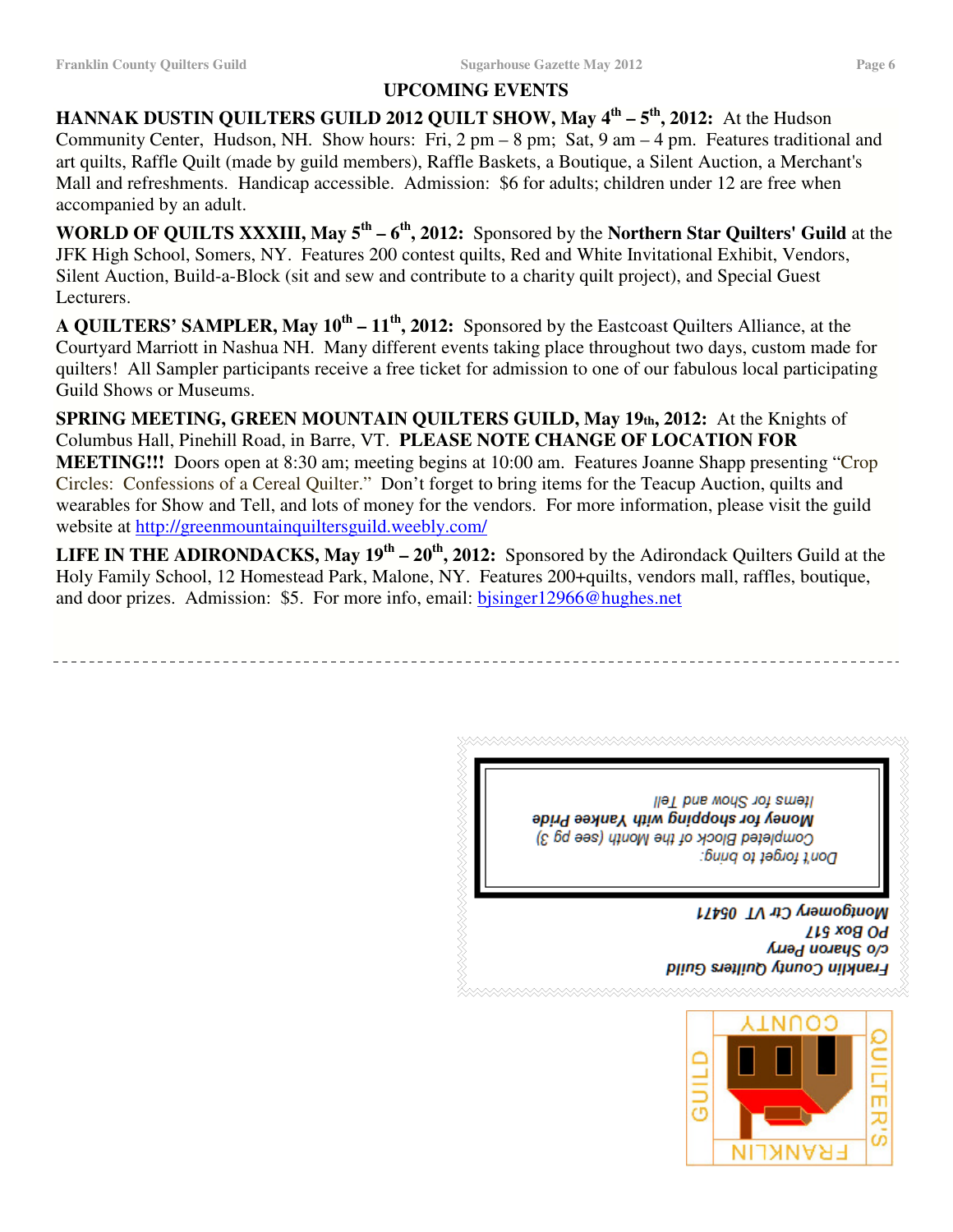## UPCOMING EVENTS

**HANNAK DUSTIN QUILTERS GUILD 2012 QUILT SHOW, May 4th – 5th, 2012:** At the Hudson Community Center, Hudson, NH. Show hours: Fri, 2 pm – 8 pm; Sat, 9 am – 4 pm. Features traditional and art quilts, Raffle Quilt (made by guild members), Raffle Baskets, a Boutique, a Silent Auction, a Merchant's Mall and refreshments. Handicap accessible. Admission: $6 for adults; children under 12 are free when accompanied by an adult.

**WORLD OF QUILTS XXXIII, May 5th – 6th, 2012:** Sponsored by the **Northern Star Quilters' Guild** at the JFK High School, Somers, NY. Features 200 contest quilts, Red and White Invitational Exhibit, Vendors, Silent Auction, Build-a-Block (sit and sew and contribute to a charity quilt project), and Special Guest Lecturers.

**A QUILTERS' SAMPLER, May 10th – 11th, 2012:** Sponsored by the Eastcoast Quilters Alliance, at the Courtyard Marriott in Nashua NH. Many different events taking place throughout two days, custom made for quilters! All Sampler participants receive a free ticket for admission to one of our fabulous local participating Guild Shows or Museums.

**SPRING MEETING, GREEN MOUNTAIN QUILTERS GUILD, May 19th, 2012:** At the Knights of Columbus Hall, Pinehill Road, in Barre, VT. **PLEASE NOTE CHANGE OF LOCATION FOR MEETING!!!** Doors open at 8:30 am; meeting begins at 10:00 am. Features Joanne Shapp presenting "Crop Circles: Confessions of a Cereal Quilter." Don't forget to bring items for the Teacup Auction, quilts and wearables for Show and Tell, and lots of money for the vendors. For more information, please visit the guild website at http://greenmountainquiltersguild.weebly.com/

**LIFE IN THE ADIRONDACKS, May 19th – 20th, 2012:** Sponsored by the Adirondack Quilters Guild at the Holy Family School, 12 Homestead Park, Malone, NY. Features 200+quilts, vendors mall, raffles, boutique, and door prizes. Admission: $5. For more info, email: bjsinger12966@hughes.net

---

*Don't forget to bring:*
*Completed Block of the Month (see pg 3)*
***Money for shopping with Yankee Pride***
*Items for Show and Tell*

*Franklin County Quilters Guild*
*c/o Sharon Perry*
*PO Box 517*
*Montgomery Ctr VT 05471*

FRANKLIN COUNTY QUILTER'S GUILD